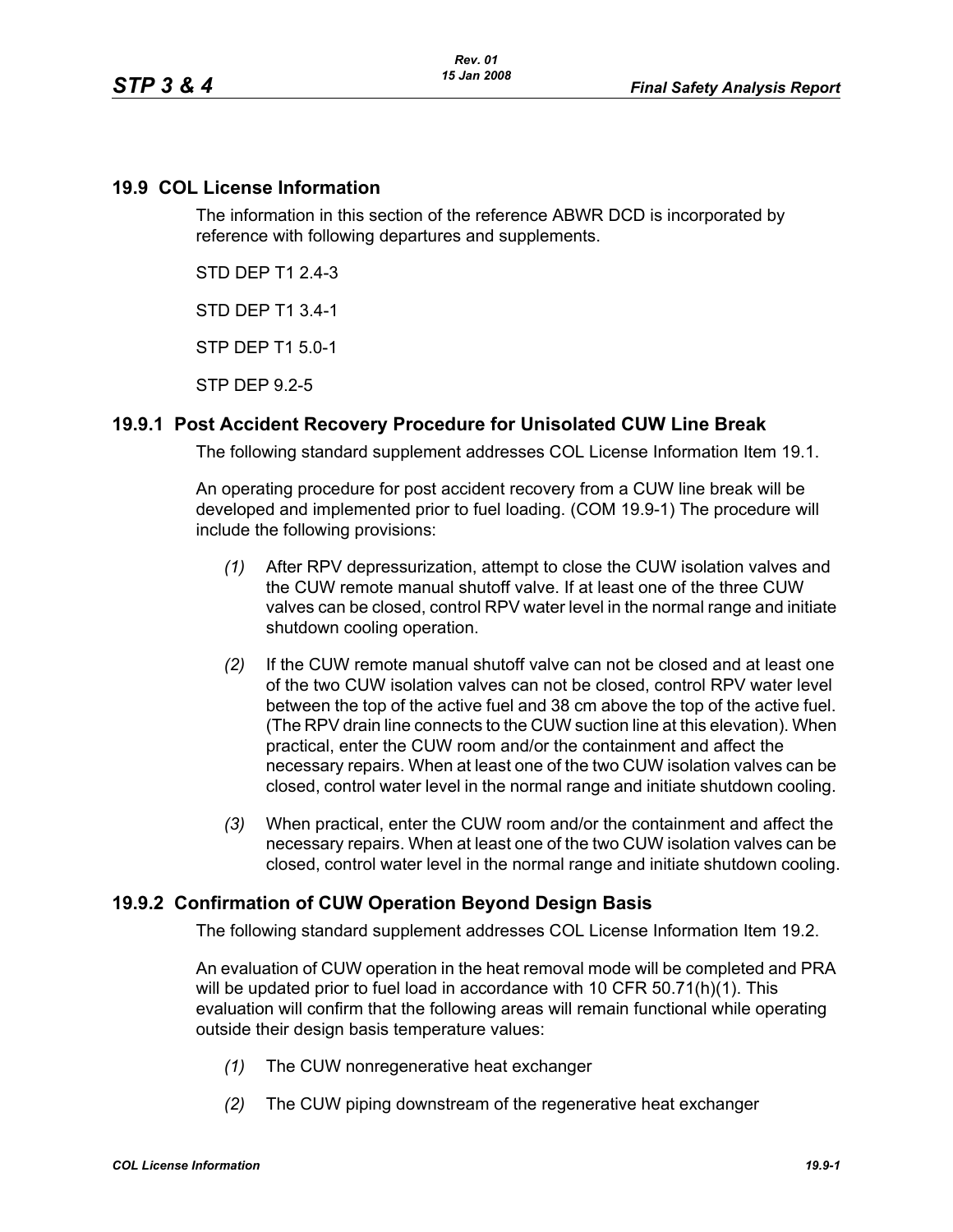## 19.9 COL License Information

The information in this section of the reference ABWR DCD is incorporated by reference with following departures and supplements.

STD DEP T1 2.4-3

STD DEP T1 3.4-1

STP DEP T1 5.0-1

STP DEP 9.2-5

### 19.9.1 Post Accident Recovery Procedure for Unisolated CUW Line Break

The following standard supplement addresses COL License Information Item 19.1.

An operating procedure for post accident recovery from a CUW line break will be developed and implemented prior to fuel loading. (COM 19.9-1) The procedure will include the following provisions:

*(1)* After RPV depressurization, attempt to close the CUW isolation valves and the CUW remote manual shutoff valve. If at least one of the three CUW valves can be closed, control RPV water level in the normal range and initiate shutdown cooling operation.

*(2)* If the CUW remote manual shutoff valve can not be closed and at least one of the two CUW isolation valves can not be closed, control RPV water level between the top of the active fuel and 38 cm above the top of the active fuel. (The RPV drain line connects to the CUW suction line at this elevation). When practical, enter the CUW room and/or the containment and affect the necessary repairs. When at least one of the two CUW isolation valves can be closed, control water level in the normal range and initiate shutdown cooling.

*(3)* When practical, enter the CUW room and/or the containment and affect the necessary repairs. When at least one of the two CUW isolation valves can be closed, control water level in the normal range and initiate shutdown cooling.

### 19.9.2 Confirmation of CUW Operation Beyond Design Basis

The following standard supplement addresses COL License Information Item 19.2.

An evaluation of CUW operation in the heat removal mode will be completed and PRA will be updated prior to fuel load in accordance with 10 CFR 50.71(h)(1). This evaluation will confirm that the following areas will remain functional while operating outside their design basis temperature values:

*(1)* The CUW nonregenerative heat exchanger

*(2)* The CUW piping downstream of the regenerative heat exchanger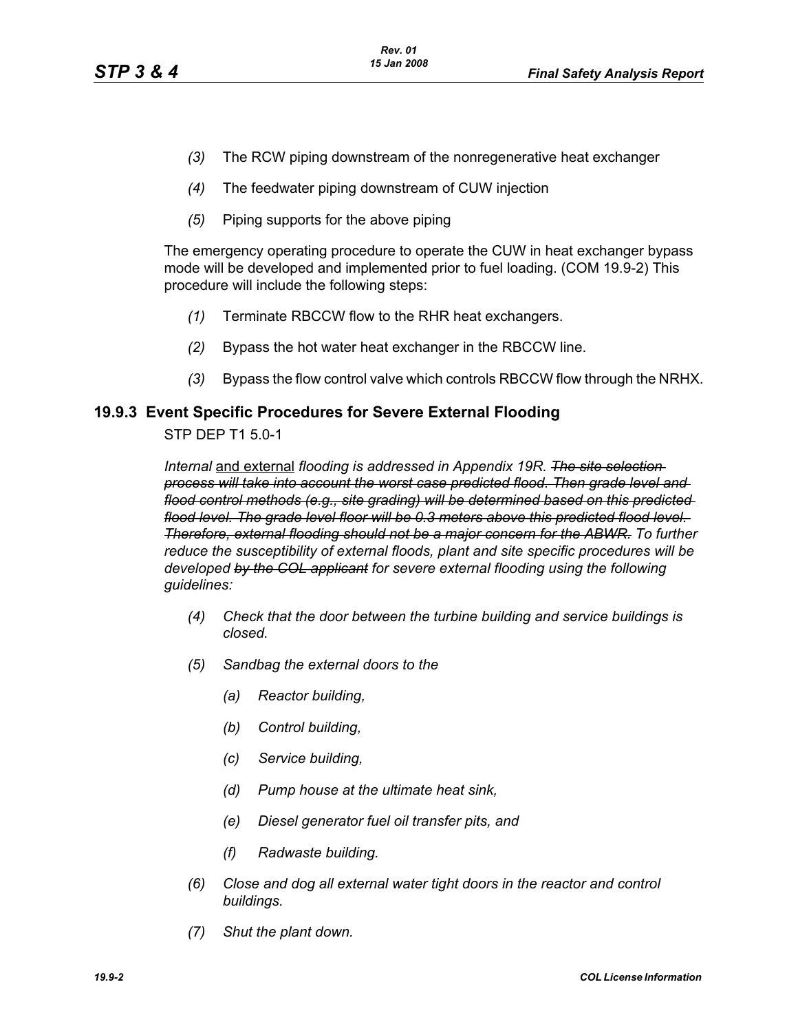*(3)* The RCW piping downstream of the nonregenerative heat exchanger

*(4)* The feedwater piping downstream of CUW injection

*(5)* Piping supports for the above piping

The emergency operating procedure to operate the CUW in heat exchanger bypass mode will be developed and implemented prior to fuel loading. (COM 19.9-2) This procedure will include the following steps:

*(1)* Terminate RBCCW flow to the RHR heat exchangers.

*(2)* Bypass the hot water heat exchanger in the RBCCW line.

*(3)* Bypass the flow control valve which controls RBCCW flow through the NRHX.

### 19.9.3 Event Specific Procedures for Severe External Flooding

STP DEP T1 5.0-1

*Internal* <u>and external</u> *flooding is addressed in Appendix 19R.* ~~*The site selection process will take into account the worst case predicted flood. Then grade level and flood control methods (e.g., site grading) will be determined based on this predicted flood level. The grade level floor will be 0.3 meters above this predicted flood level. Therefore, external flooding should not be a major concern for the ABWR.*~~ *To further reduce the susceptibility of external floods, plant and site specific procedures will be developed* ~~*by the COL applicant*~~ *for severe external flooding using the following guidelines:*

*(4)* *Check that the door between the turbine building and service buildings is closed.*

*(5)* *Sandbag the external doors to the*

*(a)* *Reactor building,*

*(b)* *Control building,*

*(c)* *Service building,*

*(d)* *Pump house at the ultimate heat sink,*

*(e)* *Diesel generator fuel oil transfer pits, and*

*(f)* *Radwaste building.*

*(6)* *Close and dog all external water tight doors in the reactor and control buildings.*

*(7)* *Shut the plant down.*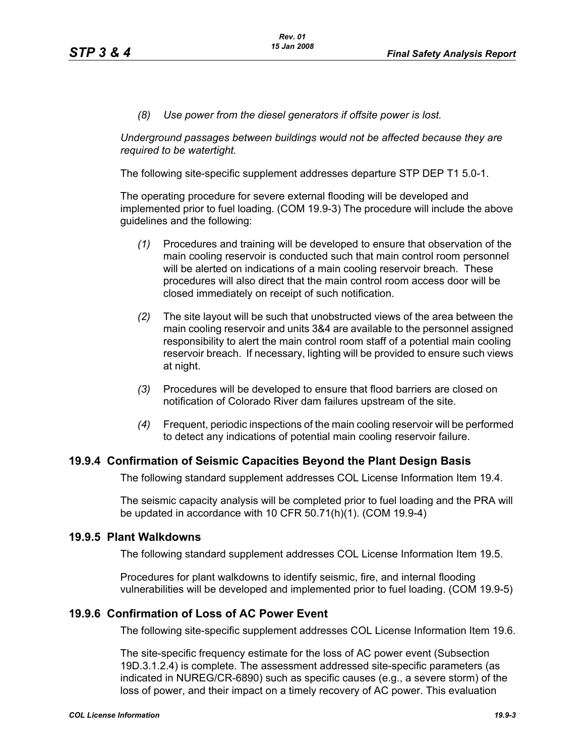*(8) Use power from the diesel generators if offsite power is lost.*

*Underground passages between buildings would not be affected because they are required to be watertight.*

The following site-specific supplement addresses departure STP DEP T1 5.0-1.

The operating procedure for severe external flooding will be developed and implemented prior to fuel loading. (COM 19.9-3) The procedure will include the above guidelines and the following:

*(1)* Procedures and training will be developed to ensure that observation of the main cooling reservoir is conducted such that main control room personnel will be alerted on indications of a main cooling reservoir breach. These procedures will also direct that the main control room access door will be closed immediately on receipt of such notification.

*(2)* The site layout will be such that unobstructed views of the area between the main cooling reservoir and units 3&4 are available to the personnel assigned responsibility to alert the main control room staff of a potential main cooling reservoir breach. If necessary, lighting will be provided to ensure such views at night.

*(3)* Procedures will be developed to ensure that flood barriers are closed on notification of Colorado River dam failures upstream of the site.

*(4)* Frequent, periodic inspections of the main cooling reservoir will be performed to detect any indications of potential main cooling reservoir failure.

### 19.9.4 Confirmation of Seismic Capacities Beyond the Plant Design Basis

The following standard supplement addresses COL License Information Item 19.4.

The seismic capacity analysis will be completed prior to fuel loading and the PRA will be updated in accordance with 10 CFR 50.71(h)(1). (COM 19.9-4)

### 19.9.5 Plant Walkdowns

The following standard supplement addresses COL License Information Item 19.5.

Procedures for plant walkdowns to identify seismic, fire, and internal flooding vulnerabilities will be developed and implemented prior to fuel loading. (COM 19.9-5)

### 19.9.6 Confirmation of Loss of AC Power Event

The following site-specific supplement addresses COL License Information Item 19.6.

The site-specific frequency estimate for the loss of AC power event (Subsection 19D.3.1.2.4) is complete. The assessment addressed site-specific parameters (as indicated in NUREG/CR-6890) such as specific causes (e.g., a severe storm) of the loss of power, and their impact on a timely recovery of AC power. This evaluation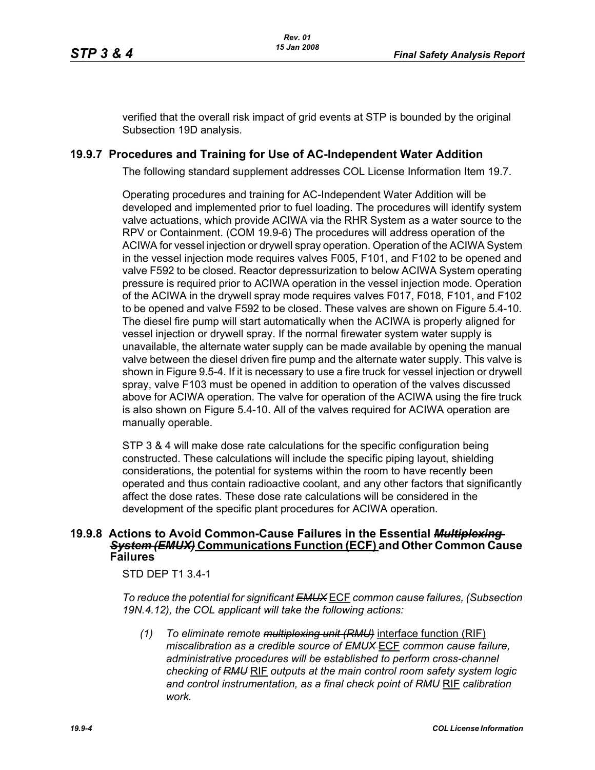verified that the overall risk impact of grid events at STP is bounded by the original Subsection 19D analysis.

## 19.9.7 Procedures and Training for Use of AC-Independent Water Addition

The following standard supplement addresses COL License Information Item 19.7.

Operating procedures and training for AC-Independent Water Addition will be developed and implemented prior to fuel loading. The procedures will identify system valve actuations, which provide ACIWA via the RHR System as a water source to the RPV or Containment. (COM 19.9-6) The procedures will address operation of the ACIWA for vessel injection or drywell spray operation. Operation of the ACIWA System in the vessel injection mode requires valves F005, F101, and F102 to be opened and valve F592 to be closed. Reactor depressurization to below ACIWA System operating pressure is required prior to ACIWA operation in the vessel injection mode. Operation of the ACIWA in the drywell spray mode requires valves F017, F018, F101, and F102 to be opened and valve F592 to be closed. These valves are shown on Figure 5.4-10. The diesel fire pump will start automatically when the ACIWA is properly aligned for vessel injection or drywell spray. If the normal firewater system water supply is unavailable, the alternate water supply can be made available by opening the manual valve between the diesel driven fire pump and the alternate water supply. This valve is shown in Figure 9.5-4. If it is necessary to use a fire truck for vessel injection or drywell spray, valve F103 must be opened in addition to operation of the valves discussed above for ACIWA operation. The valve for operation of the ACIWA using the fire truck is also shown on Figure 5.4-10. All of the valves required for ACIWA operation are manually operable.

STP 3 & 4 will make dose rate calculations for the specific configuration being constructed. These calculations will include the specific piping layout, shielding considerations, the potential for systems within the room to have recently been operated and thus contain radioactive coolant, and any other factors that significantly affect the dose rates. These dose rate calculations will be considered in the development of the specific plant procedures for ACIWA operation.

## 19.9.8 Actions to Avoid Common-Cause Failures in the Essential ~~*Multiplexing System (EMUX)*~~ Communications Function (ECF) and Other Common Cause Failures

STD DEP T1 3.4-1

*To reduce the potential for significant ~~EMUX~~* ECF *common cause failures, (Subsection 19N.4.12), the COL applicant will take the following actions:*

*(1) To eliminate remote ~~multiplexing unit (RMU)~~* interface function (RIF) *miscalibration as a credible source of ~~EMUX~~* ECF *common cause failure, administrative procedures will be established to perform cross-channel checking of ~~RMU~~* RIF *outputs at the main control room safety system logic and control instrumentation, as a final check point of ~~RMU~~* RIF *calibration work.*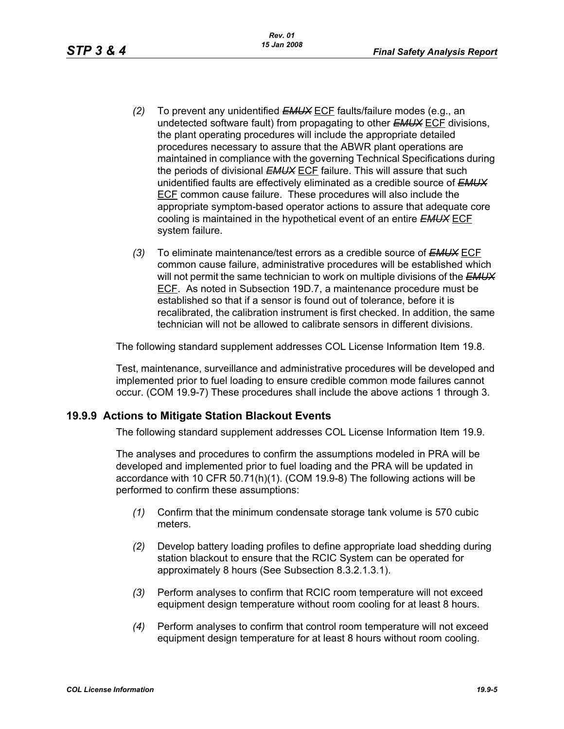*(2)* To prevent any unidentified ~~*EMUX*~~ ECF faults/failure modes (e.g., an undetected software fault) from propagating to other ~~*EMUX*~~ ECF divisions, the plant operating procedures will include the appropriate detailed procedures necessary to assure that the ABWR plant operations are maintained in compliance with the governing Technical Specifications during the periods of divisional ~~*EMUX*~~ ECF failure. This will assure that such unidentified faults are effectively eliminated as a credible source of ~~*EMUX*~~ ECF common cause failure. These procedures will also include the appropriate symptom-based operator actions to assure that adequate core cooling is maintained in the hypothetical event of an entire ~~*EMUX*~~ ECF system failure.

*(3)* To eliminate maintenance/test errors as a credible source of ~~*EMUX*~~ ECF common cause failure, administrative procedures will be established which will not permit the same technician to work on multiple divisions of the ~~*EMUX*~~ ECF. As noted in Subsection 19D.7, a maintenance procedure must be established so that if a sensor is found out of tolerance, before it is recalibrated, the calibration instrument is first checked. In addition, the same technician will not be allowed to calibrate sensors in different divisions.

The following standard supplement addresses COL License Information Item 19.8.

Test, maintenance, surveillance and administrative procedures will be developed and implemented prior to fuel loading to ensure credible common mode failures cannot occur. (COM 19.9-7) These procedures shall include the above actions 1 through 3.

### 19.9.9 Actions to Mitigate Station Blackout Events

The following standard supplement addresses COL License Information Item 19.9.

The analyses and procedures to confirm the assumptions modeled in PRA will be developed and implemented prior to fuel loading and the PRA will be updated in accordance with 10 CFR 50.71(h)(1). (COM 19.9-8) The following actions will be performed to confirm these assumptions:

*(1)* Confirm that the minimum condensate storage tank volume is 570 cubic meters.

*(2)* Develop battery loading profiles to define appropriate load shedding during station blackout to ensure that the RCIC System can be operated for approximately 8 hours (See Subsection 8.3.2.1.3.1).

*(3)* Perform analyses to confirm that RCIC room temperature will not exceed equipment design temperature without room cooling for at least 8 hours.

*(4)* Perform analyses to confirm that control room temperature will not exceed equipment design temperature for at least 8 hours without room cooling.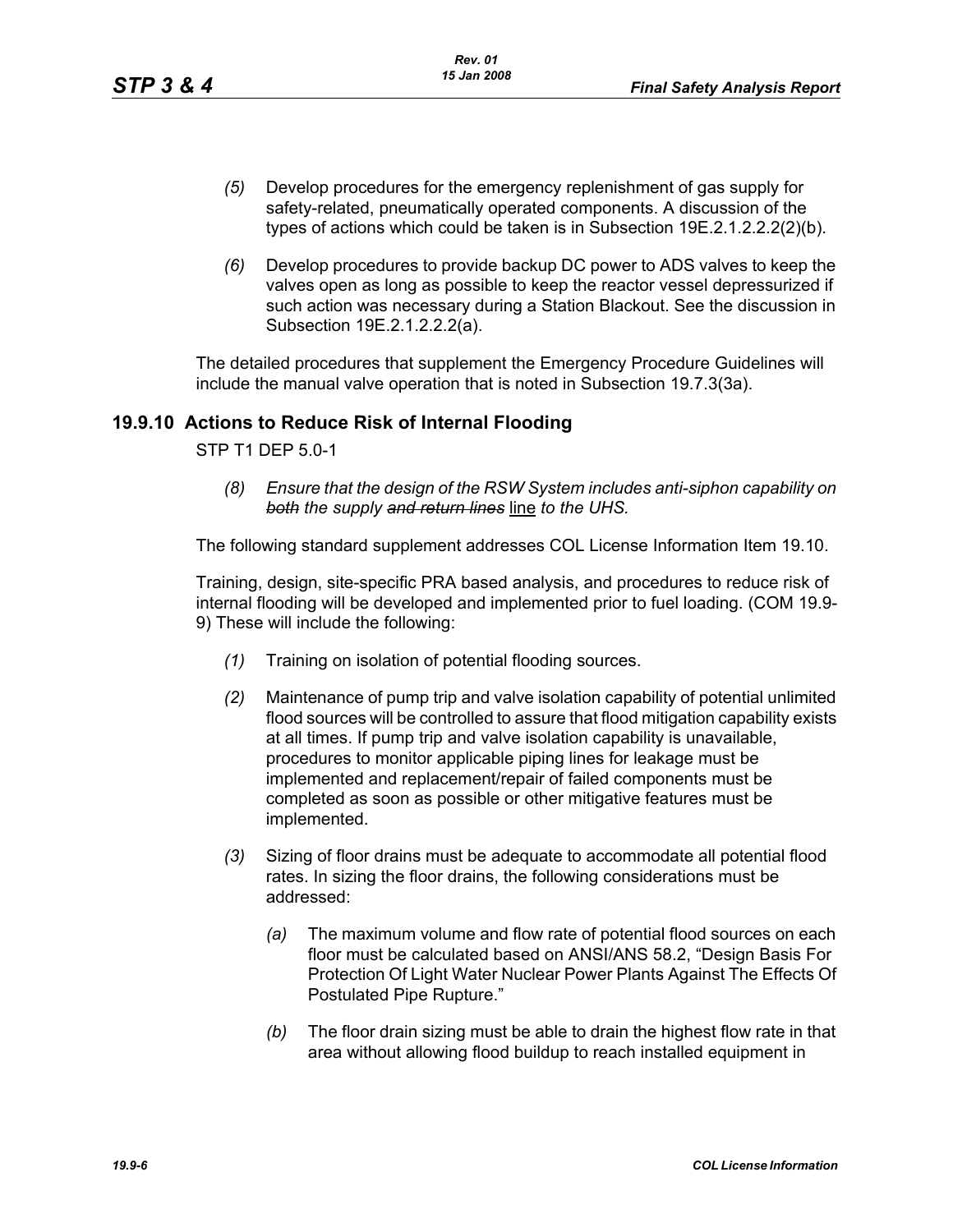*(5)* Develop procedures for the emergency replenishment of gas supply for safety-related, pneumatically operated components. A discussion of the types of actions which could be taken is in Subsection 19E.2.1.2.2.2(2)(b).

*(6)* Develop procedures to provide backup DC power to ADS valves to keep the valves open as long as possible to keep the reactor vessel depressurized if such action was necessary during a Station Blackout. See the discussion in Subsection 19E.2.1.2.2.2(a).

The detailed procedures that supplement the Emergency Procedure Guidelines will include the manual valve operation that is noted in Subsection 19.7.3(3a).

## 19.9.10 Actions to Reduce Risk of Internal Flooding

STP T1 DEP 5.0-1

*(8)* *Ensure that the design of the RSW System includes anti-siphon capability on ~~both~~ the supply ~~and return lines~~* line *to the UHS.*

The following standard supplement addresses COL License Information Item 19.10.

Training, design, site-specific PRA based analysis, and procedures to reduce risk of internal flooding will be developed and implemented prior to fuel loading. (COM 19.9-9) These will include the following:

*(1)* Training on isolation of potential flooding sources.

*(2)* Maintenance of pump trip and valve isolation capability of potential unlimited flood sources will be controlled to assure that flood mitigation capability exists at all times. If pump trip and valve isolation capability is unavailable, procedures to monitor applicable piping lines for leakage must be implemented and replacement/repair of failed components must be completed as soon as possible or other mitigative features must be implemented.

*(3)* Sizing of floor drains must be adequate to accommodate all potential flood rates. In sizing the floor drains, the following considerations must be addressed:

*(a)* The maximum volume and flow rate of potential flood sources on each floor must be calculated based on ANSI/ANS 58.2, "Design Basis For Protection Of Light Water Nuclear Power Plants Against The Effects Of Postulated Pipe Rupture."

*(b)* The floor drain sizing must be able to drain the highest flow rate in that area without allowing flood buildup to reach installed equipment in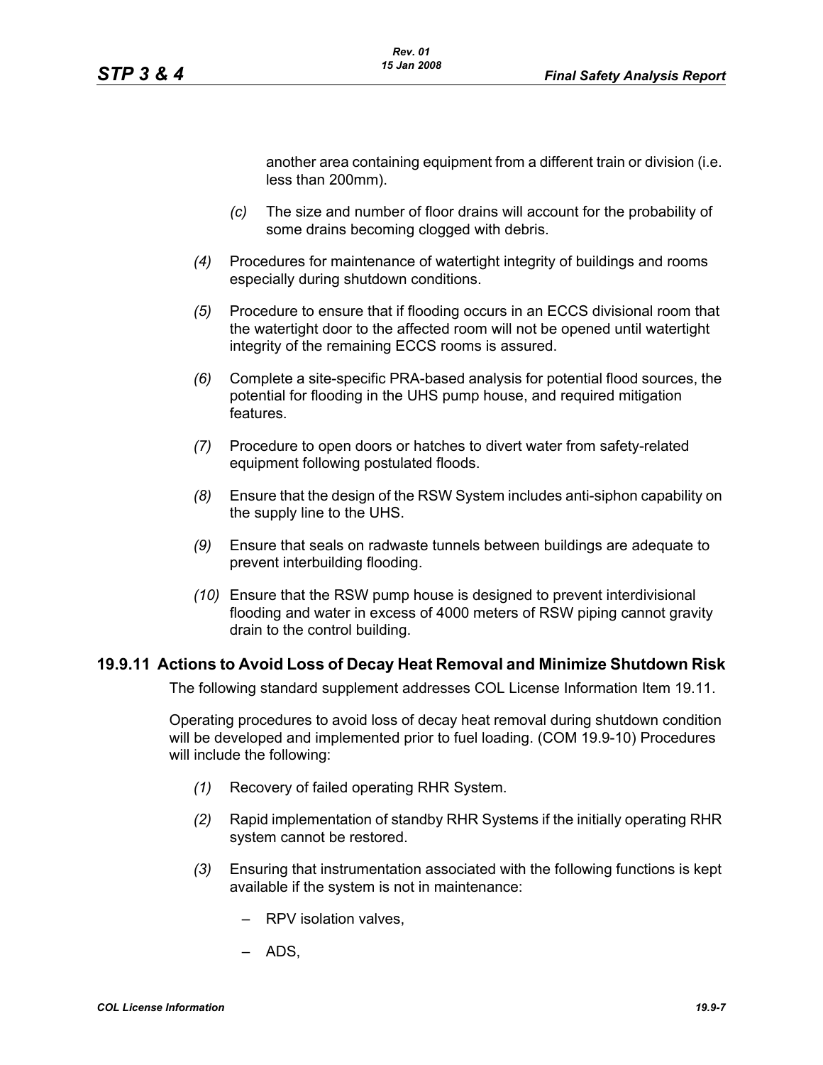another area containing equipment from a different train or division (i.e. less than 200mm).

*(c)* The size and number of floor drains will account for the probability of some drains becoming clogged with debris.

*(4)* Procedures for maintenance of watertight integrity of buildings and rooms especially during shutdown conditions.

*(5)* Procedure to ensure that if flooding occurs in an ECCS divisional room that the watertight door to the affected room will not be opened until watertight integrity of the remaining ECCS rooms is assured.

*(6)* Complete a site-specific PRA-based analysis for potential flood sources, the potential for flooding in the UHS pump house, and required mitigation features.

*(7)* Procedure to open doors or hatches to divert water from safety-related equipment following postulated floods.

*(8)* Ensure that the design of the RSW System includes anti-siphon capability on the supply line to the UHS.

*(9)* Ensure that seals on radwaste tunnels between buildings are adequate to prevent interbuilding flooding.

*(10)* Ensure that the RSW pump house is designed to prevent interdivisional flooding and water in excess of 4000 meters of RSW piping cannot gravity drain to the control building.

## 19.9.11 Actions to Avoid Loss of Decay Heat Removal and Minimize Shutdown Risk

The following standard supplement addresses COL License Information Item 19.11.

Operating procedures to avoid loss of decay heat removal during shutdown condition will be developed and implemented prior to fuel loading. (COM 19.9-10) Procedures will include the following:

*(1)* Recovery of failed operating RHR System.

*(2)* Rapid implementation of standby RHR Systems if the initially operating RHR system cannot be restored.

*(3)* Ensuring that instrumentation associated with the following functions is kept available if the system is not in maintenance:

- RPV isolation valves,
- ADS,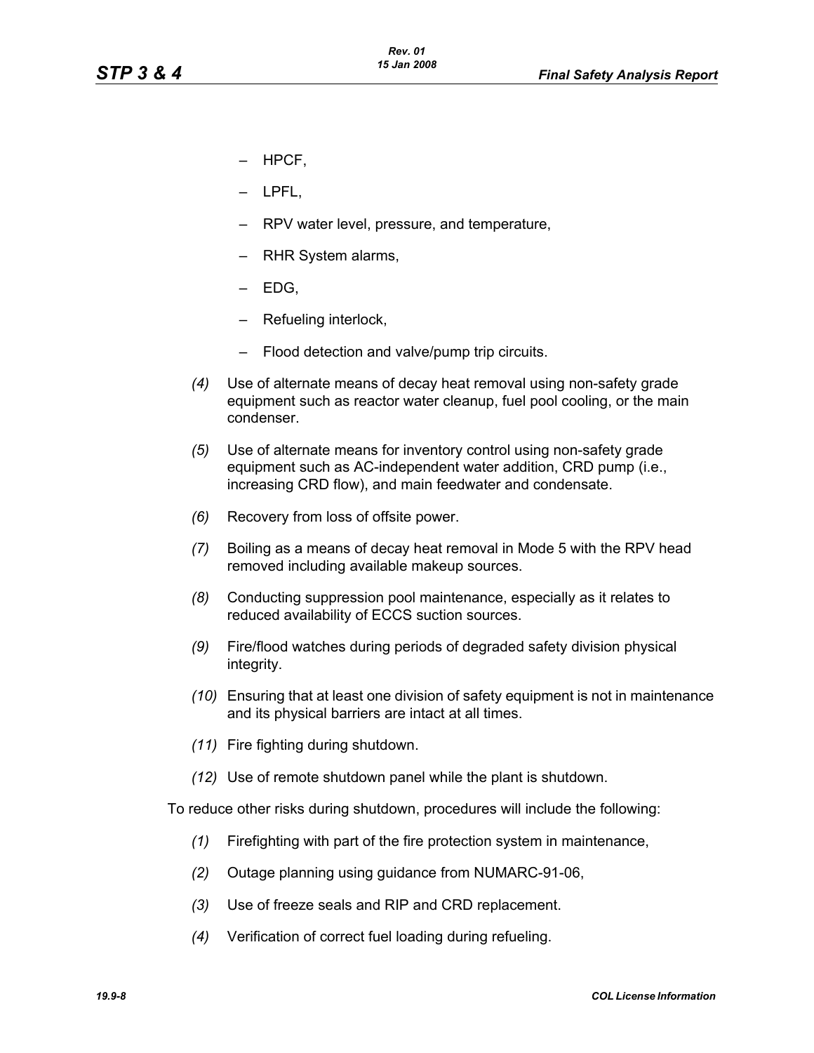- HPCF,
- LPFL,
- RPV water level, pressure, and temperature,
- RHR System alarms,
- EDG,
- Refueling interlock,
- Flood detection and valve/pump trip circuits.

*(4)* Use of alternate means of decay heat removal using non-safety grade equipment such as reactor water cleanup, fuel pool cooling, or the main condenser.

*(5)* Use of alternate means for inventory control using non-safety grade equipment such as AC-independent water addition, CRD pump (i.e., increasing CRD flow), and main feedwater and condensate.

*(6)* Recovery from loss of offsite power.

*(7)* Boiling as a means of decay heat removal in Mode 5 with the RPV head removed including available makeup sources.

*(8)* Conducting suppression pool maintenance, especially as it relates to reduced availability of ECCS suction sources.

*(9)* Fire/flood watches during periods of degraded safety division physical integrity.

*(10)* Ensuring that at least one division of safety equipment is not in maintenance and its physical barriers are intact at all times.

*(11)* Fire fighting during shutdown.

*(12)* Use of remote shutdown panel while the plant is shutdown.

To reduce other risks during shutdown, procedures will include the following:

*(1)* Firefighting with part of the fire protection system in maintenance,

*(2)* Outage planning using guidance from NUMARC-91-06,

*(3)* Use of freeze seals and RIP and CRD replacement.

*(4)* Verification of correct fuel loading during refueling.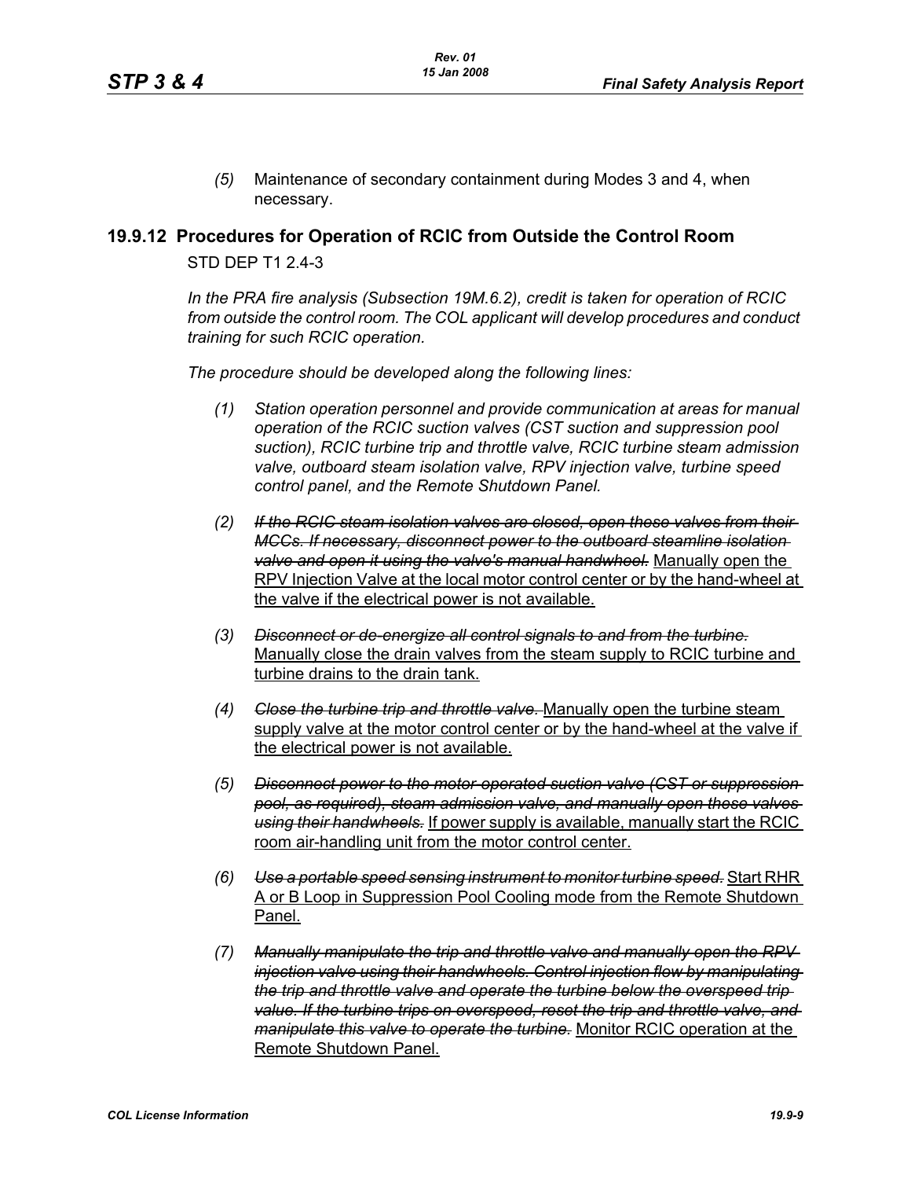*(5)* Maintenance of secondary containment during Modes 3 and 4, when necessary.

## 19.9.12 Procedures for Operation of RCIC from Outside the Control Room

STD DEP T1 2.4-3

*In the PRA fire analysis (Subsection 19M.6.2), credit is taken for operation of RCIC from outside the control room. The COL applicant will develop procedures and conduct training for such RCIC operation.*

*The procedure should be developed along the following lines:*

*(1)* *Station operation personnel and provide communication at areas for manual operation of the RCIC suction valves (CST suction and suppression pool suction), RCIC turbine trip and throttle valve, RCIC turbine steam admission valve, outboard steam isolation valve, RPV injection valve, turbine speed control panel, and the Remote Shutdown Panel.*

*(2)* ~~*If the RCIC steam isolation valves are closed, open these valves from their MCCs. If necessary, disconnect power to the outboard steamline isolation valve and open it using the valve's manual handwheel.*~~ <u>Manually open the RPV Injection Valve at the local motor control center or by the hand-wheel at the valve if the electrical power is not available.</u>

*(3)* ~~*Disconnect or de-energize all control signals to and from the turbine.*~~ <u>Manually close the drain valves from the steam supply to RCIC turbine and turbine drains to the drain tank.</u>

*(4)* ~~*Close the turbine trip and throttle valve.*~~ <u>Manually open the turbine steam supply valve at the motor control center or by the hand-wheel at the valve if the electrical power is not available.</u>

*(5)* ~~*Disconnect power to the motor-operated suction valve (CST or suppression pool, as required), steam admission valve, and manually open these valves using their handwheels.*~~ <u>If power supply is available, manually start the RCIC room air-handling unit from the motor control center.</u>

*(6)* ~~*Use a portable speed sensing instrument to monitor turbine speed.*~~ <u>Start RHR A or B Loop in Suppression Pool Cooling mode from the Remote Shutdown Panel.</u>

*(7)* ~~*Manually manipulate the trip and throttle valve and manually open the RPV injection valve using their handwheels. Control injection flow by manipulating the trip and throttle valve and operate the turbine below the overspeed trip value. If the turbine trips on overspeed, reset the trip and throttle valve, and manipulate this valve to operate the turbine.*~~ <u>Monitor RCIC operation at the Remote Shutdown Panel.</u>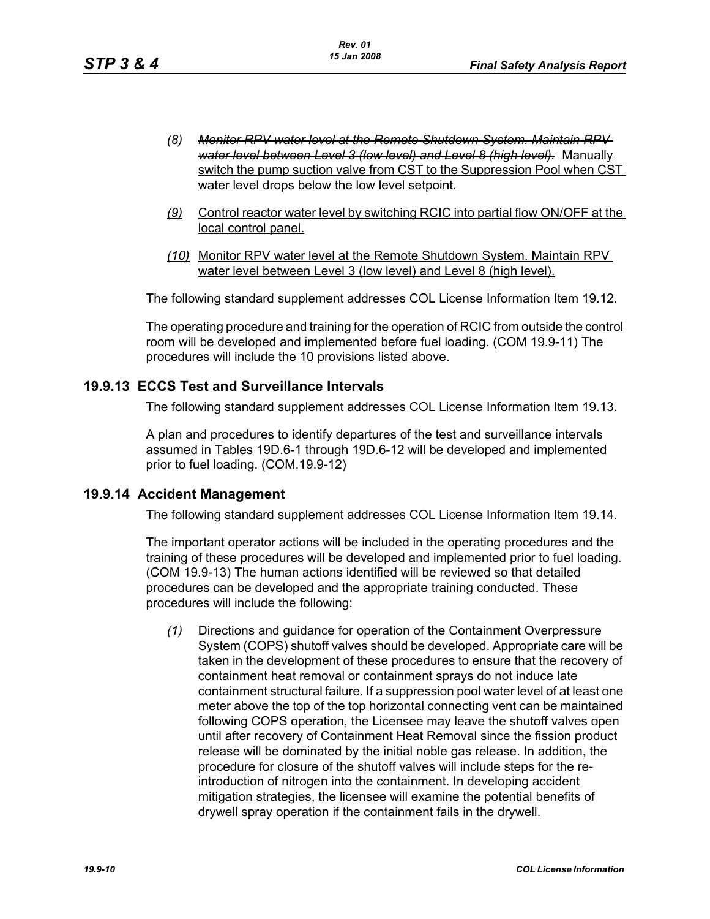- *(8)* ~~*Monitor RPV water level at the Remote Shutdown System. Maintain RPV water level between Level 3 (low level) and Level 8 (high level).*~~ <u>Manually switch the pump suction valve from CST to the Suppression Pool when CST water level drops below the low level setpoint.</u>

- <u>*(9)*</u> <u>Control reactor water level by switching RCIC into partial flow ON/OFF at the local control panel.</u>

- <u>*(10)*</u> <u>Monitor RPV water level at the Remote Shutdown System. Maintain RPV water level between Level 3 (low level) and Level 8 (high level).</u>

The following standard supplement addresses COL License Information Item 19.12.

The operating procedure and training for the operation of RCIC from outside the control room will be developed and implemented before fuel loading. (COM 19.9-11) The procedures will include the 10 provisions listed above.

## 19.9.13 ECCS Test and Surveillance Intervals

The following standard supplement addresses COL License Information Item 19.13.

A plan and procedures to identify departures of the test and surveillance intervals assumed in Tables 19D.6-1 through 19D.6-12 will be developed and implemented prior to fuel loading. (COM.19.9-12)

## 19.9.14 Accident Management

The following standard supplement addresses COL License Information Item 19.14.

The important operator actions will be included in the operating procedures and the training of these procedures will be developed and implemented prior to fuel loading. (COM 19.9-13) The human actions identified will be reviewed so that detailed procedures can be developed and the appropriate training conducted. These procedures will include the following:

- *(1)* Directions and guidance for operation of the Containment Overpressure System (COPS) shutoff valves should be developed. Appropriate care will be taken in the development of these procedures to ensure that the recovery of containment heat removal or containment sprays do not induce late containment structural failure. If a suppression pool water level of at least one meter above the top of the top horizontal connecting vent can be maintained following COPS operation, the Licensee may leave the shutoff valves open until after recovery of Containment Heat Removal since the fission product release will be dominated by the initial noble gas release. In addition, the procedure for closure of the shutoff valves will include steps for the re-introduction of nitrogen into the containment. In developing accident mitigation strategies, the licensee will examine the potential benefits of drywell spray operation if the containment fails in the drywell.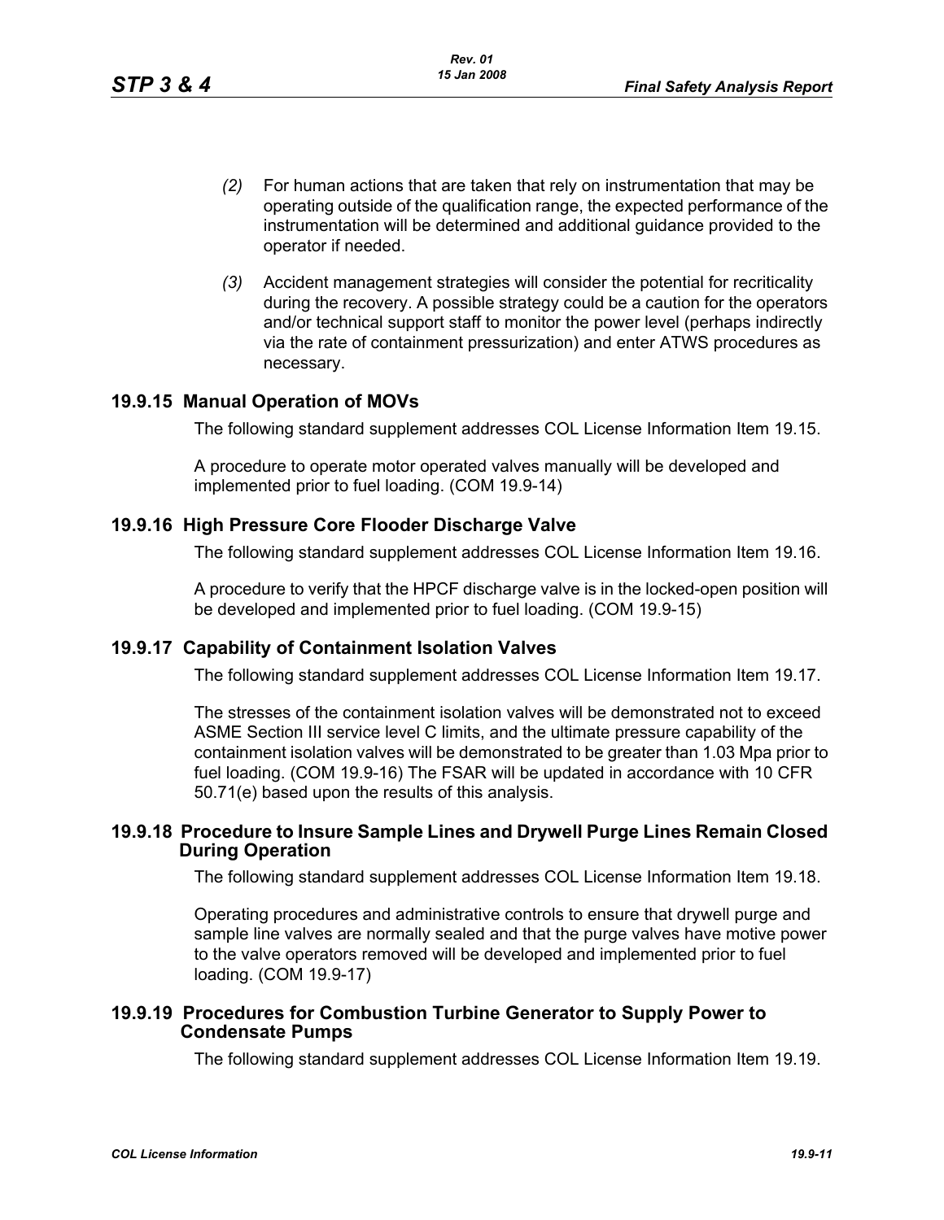*(2)* For human actions that are taken that rely on instrumentation that may be operating outside of the qualification range, the expected performance of the instrumentation will be determined and additional guidance provided to the operator if needed.

*(3)* Accident management strategies will consider the potential for recriticality during the recovery. A possible strategy could be a caution for the operators and/or technical support staff to monitor the power level (perhaps indirectly via the rate of containment pressurization) and enter ATWS procedures as necessary.

### 19.9.15 Manual Operation of MOVs

The following standard supplement addresses COL License Information Item 19.15.

A procedure to operate motor operated valves manually will be developed and implemented prior to fuel loading. (COM 19.9-14)

### 19.9.16 High Pressure Core Flooder Discharge Valve

The following standard supplement addresses COL License Information Item 19.16.

A procedure to verify that the HPCF discharge valve is in the locked-open position will be developed and implemented prior to fuel loading. (COM 19.9-15)

### 19.9.17 Capability of Containment Isolation Valves

The following standard supplement addresses COL License Information Item 19.17.

The stresses of the containment isolation valves will be demonstrated not to exceed ASME Section III service level C limits, and the ultimate pressure capability of the containment isolation valves will be demonstrated to be greater than 1.03 Mpa prior to fuel loading. (COM 19.9-16) The FSAR will be updated in accordance with 10 CFR 50.71(e) based upon the results of this analysis.

### 19.9.18 Procedure to Insure Sample Lines and Drywell Purge Lines Remain Closed During Operation

The following standard supplement addresses COL License Information Item 19.18.

Operating procedures and administrative controls to ensure that drywell purge and sample line valves are normally sealed and that the purge valves have motive power to the valve operators removed will be developed and implemented prior to fuel loading. (COM 19.9-17)

### 19.9.19 Procedures for Combustion Turbine Generator to Supply Power to Condensate Pumps

The following standard supplement addresses COL License Information Item 19.19.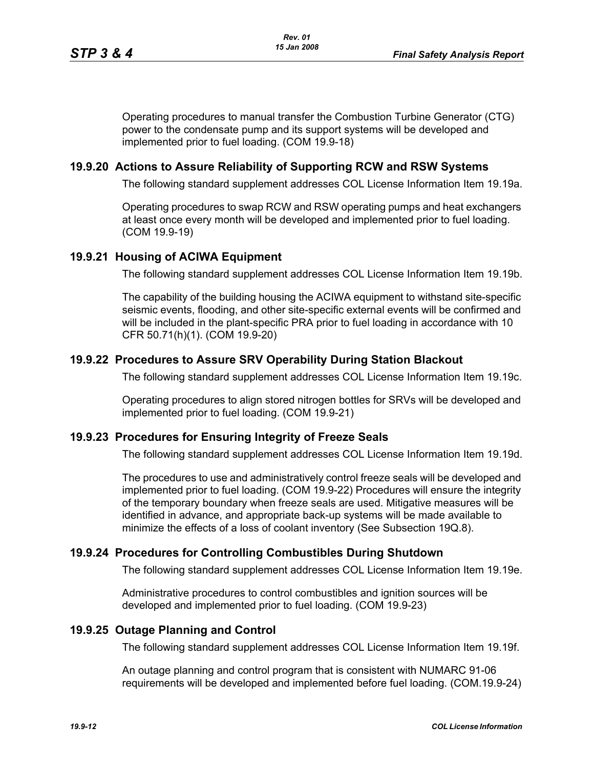Operating procedures to manual transfer the Combustion Turbine Generator (CTG) power to the condensate pump and its support systems will be developed and implemented prior to fuel loading. (COM 19.9-18)

## 19.9.20 Actions to Assure Reliability of Supporting RCW and RSW Systems

The following standard supplement addresses COL License Information Item 19.19a.

Operating procedures to swap RCW and RSW operating pumps and heat exchangers at least once every month will be developed and implemented prior to fuel loading. (COM 19.9-19)

## 19.9.21 Housing of ACIWA Equipment

The following standard supplement addresses COL License Information Item 19.19b.

The capability of the building housing the ACIWA equipment to withstand site-specific seismic events, flooding, and other site-specific external events will be confirmed and will be included in the plant-specific PRA prior to fuel loading in accordance with 10 CFR 50.71(h)(1). (COM 19.9-20)

## 19.9.22 Procedures to Assure SRV Operability During Station Blackout

The following standard supplement addresses COL License Information Item 19.19c.

Operating procedures to align stored nitrogen bottles for SRVs will be developed and implemented prior to fuel loading. (COM 19.9-21)

## 19.9.23 Procedures for Ensuring Integrity of Freeze Seals

The following standard supplement addresses COL License Information Item 19.19d.

The procedures to use and administratively control freeze seals will be developed and implemented prior to fuel loading. (COM 19.9-22) Procedures will ensure the integrity of the temporary boundary when freeze seals are used. Mitigative measures will be identified in advance, and appropriate back-up systems will be made available to minimize the effects of a loss of coolant inventory (See Subsection 19Q.8).

## 19.9.24 Procedures for Controlling Combustibles During Shutdown

The following standard supplement addresses COL License Information Item 19.19e.

Administrative procedures to control combustibles and ignition sources will be developed and implemented prior to fuel loading. (COM 19.9-23)

## 19.9.25 Outage Planning and Control

The following standard supplement addresses COL License Information Item 19.19f.

An outage planning and control program that is consistent with NUMARC 91-06 requirements will be developed and implemented before fuel loading. (COM.19.9-24)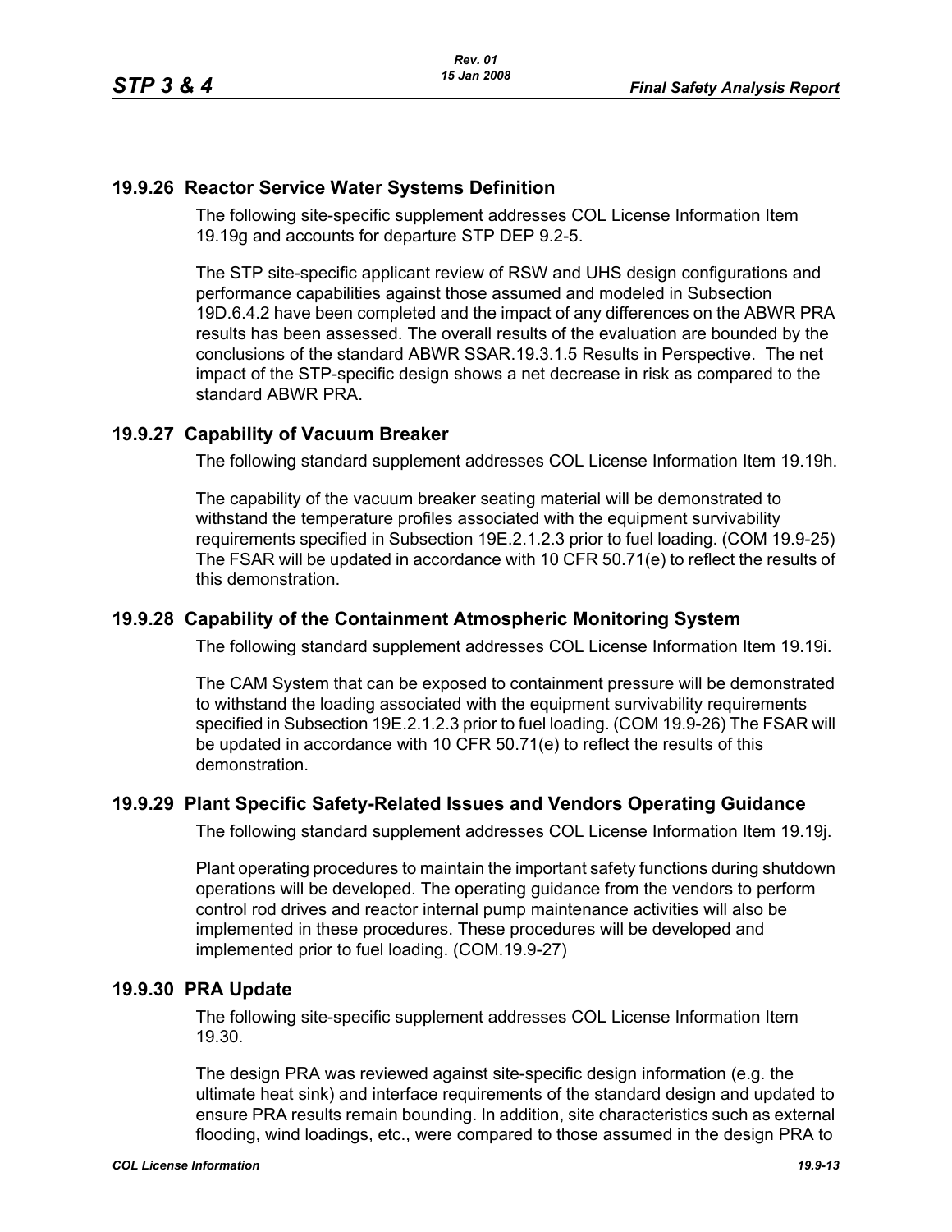## 19.9.26 Reactor Service Water Systems Definition

The following site-specific supplement addresses COL License Information Item 19.19g and accounts for departure STP DEP 9.2-5.

The STP site-specific applicant review of RSW and UHS design configurations and performance capabilities against those assumed and modeled in Subsection 19D.6.4.2 have been completed and the impact of any differences on the ABWR PRA results has been assessed. The overall results of the evaluation are bounded by the conclusions of the standard ABWR SSAR.19.3.1.5 Results in Perspective. The net impact of the STP-specific design shows a net decrease in risk as compared to the standard ABWR PRA.

## 19.9.27 Capability of Vacuum Breaker

The following standard supplement addresses COL License Information Item 19.19h.

The capability of the vacuum breaker seating material will be demonstrated to withstand the temperature profiles associated with the equipment survivability requirements specified in Subsection 19E.2.1.2.3 prior to fuel loading. (COM 19.9-25) The FSAR will be updated in accordance with 10 CFR 50.71(e) to reflect the results of this demonstration.

## 19.9.28 Capability of the Containment Atmospheric Monitoring System

The following standard supplement addresses COL License Information Item 19.19i.

The CAM System that can be exposed to containment pressure will be demonstrated to withstand the loading associated with the equipment survivability requirements specified in Subsection 19E.2.1.2.3 prior to fuel loading. (COM 19.9-26) The FSAR will be updated in accordance with 10 CFR 50.71(e) to reflect the results of this demonstration.

## 19.9.29 Plant Specific Safety-Related Issues and Vendors Operating Guidance

The following standard supplement addresses COL License Information Item 19.19j.

Plant operating procedures to maintain the important safety functions during shutdown operations will be developed. The operating guidance from the vendors to perform control rod drives and reactor internal pump maintenance activities will also be implemented in these procedures. These procedures will be developed and implemented prior to fuel loading. (COM.19.9-27)

## 19.9.30 PRA Update

The following site-specific supplement addresses COL License Information Item 19.30.

The design PRA was reviewed against site-specific design information (e.g. the ultimate heat sink) and interface requirements of the standard design and updated to ensure PRA results remain bounding. In addition, site characteristics such as external flooding, wind loadings, etc., were compared to those assumed in the design PRA to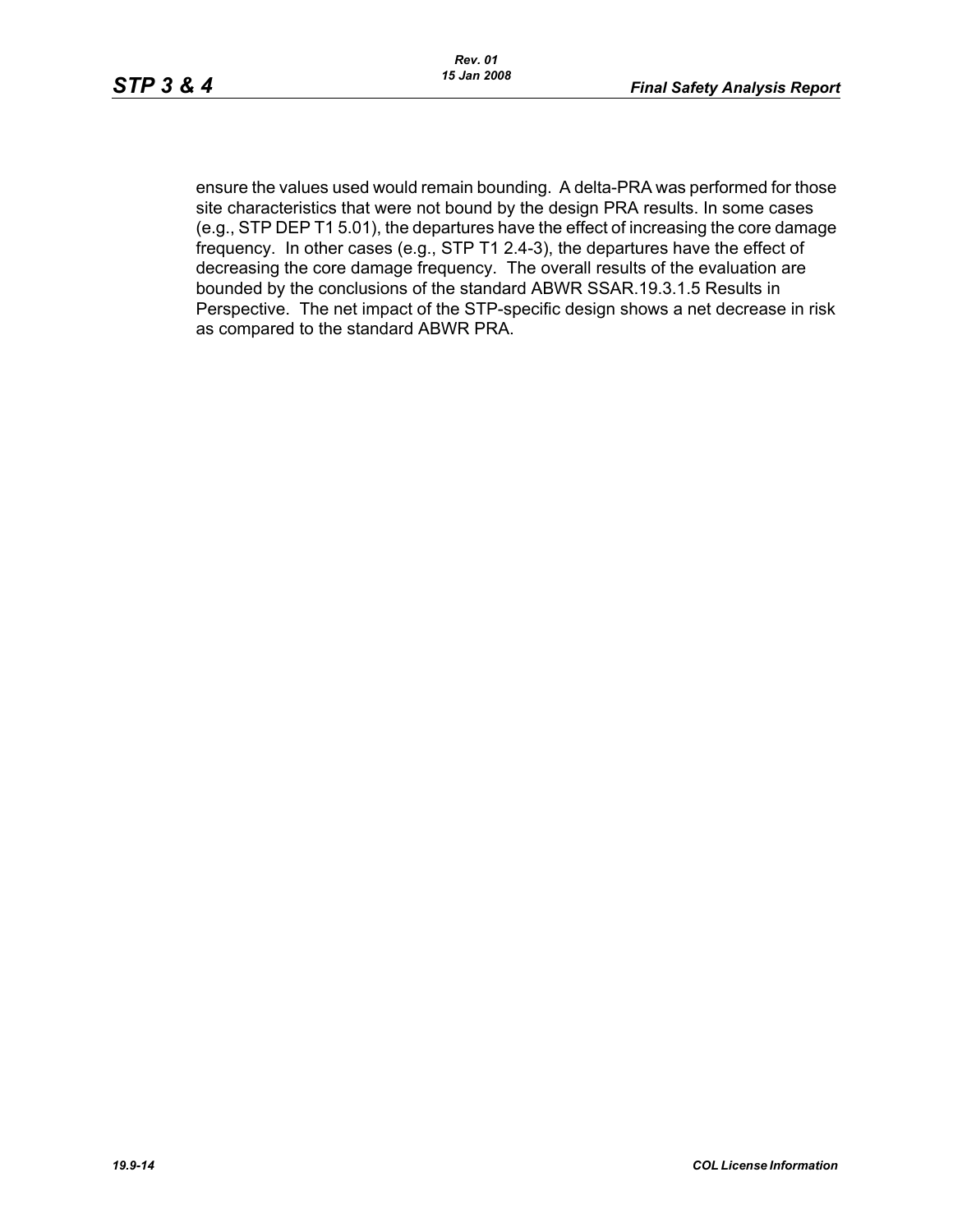ensure the values used would remain bounding. A delta-PRA was performed for those site characteristics that were not bound by the design PRA results. In some cases (e.g., STP DEP T1 5.01), the departures have the effect of increasing the core damage frequency. In other cases (e.g., STP T1 2.4-3), the departures have the effect of decreasing the core damage frequency. The overall results of the evaluation are bounded by the conclusions of the standard ABWR SSAR.19.3.1.5 Results in Perspective. The net impact of the STP-specific design shows a net decrease in risk as compared to the standard ABWR PRA.